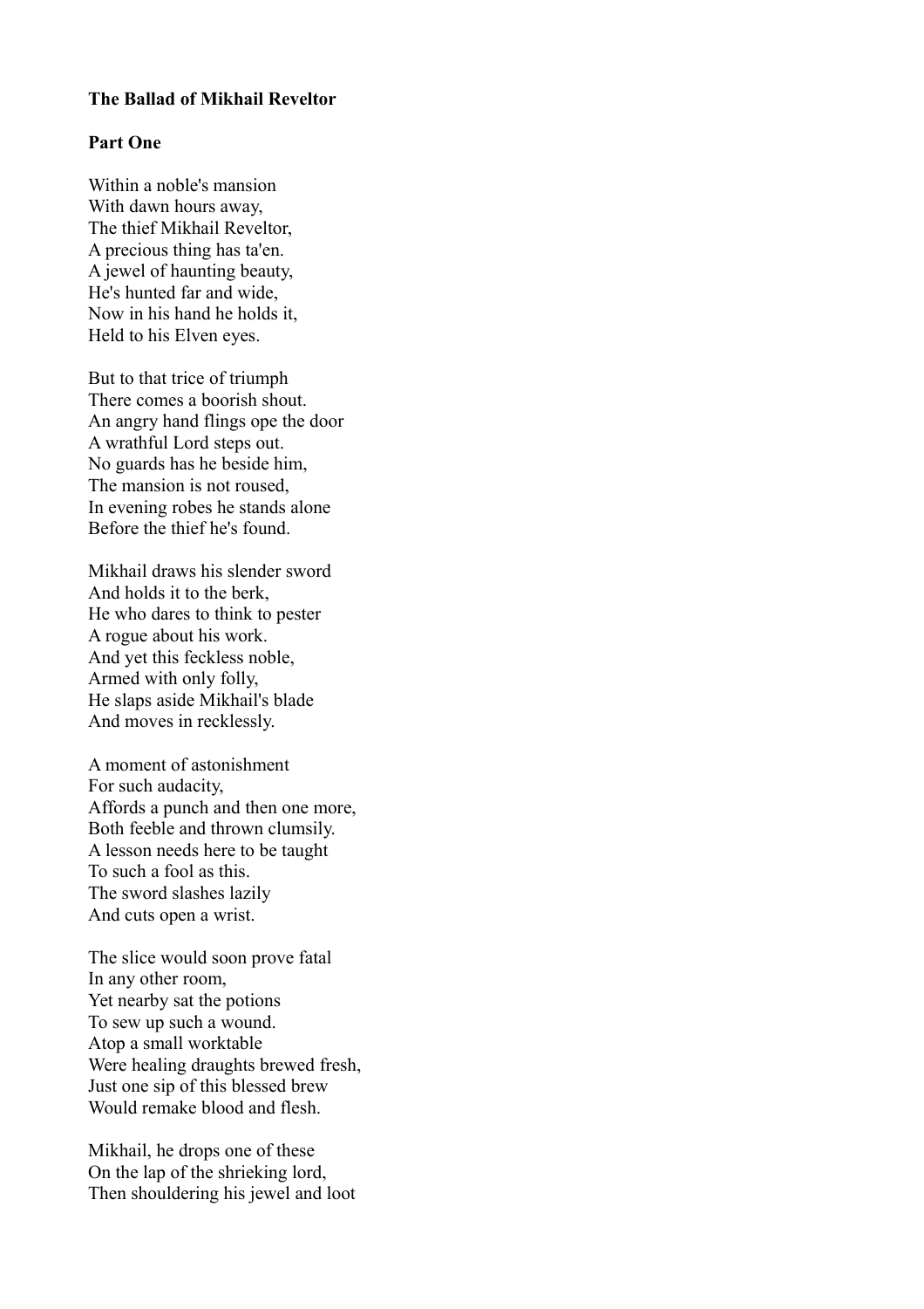**The Ballad of Mikhail Reveltor**

**Part One**

Within a noble's mansion  
With dawn hours away,  
The thief Mikhail Reveltor,  
A precious thing has ta'en.  
A jewel of haunting beauty,  
He's hunted far and wide,  
Now in his hand he holds it,  
Held to his Elven eyes.

But to that trice of triumph  
There comes a boorish shout.  
An angry hand flings ope the door  
A wrathful Lord steps out.  
No guards has he beside him,  
The mansion is not roused,  
In evening robes he stands alone  
Before the thief he's found.

Mikhail draws his slender sword  
And holds it to the berk,  
He who dares to think to pester  
A rogue about his work.  
And yet this feckless noble,  
Armed with only folly,  
He slaps aside Mikhail's blade  
And moves in recklessly.

A moment of astonishment  
For such audacity,  
Affords a punch and then one more,  
Both feeble and thrown clumsily.  
A lesson needs here to be taught  
To such a fool as this.  
The sword slashes lazily  
And cuts open a wrist.

The slice would soon prove fatal  
In any other room,  
Yet nearby sat the potions  
To sew up such a wound.  
Atop a small worktable  
Were healing draughts brewed fresh,  
Just one sip of this blessed brew  
Would remake blood and flesh.

Mikhail, he drops one of these  
On the lap of the shrieking lord,  
Then shouldering his jewel and loot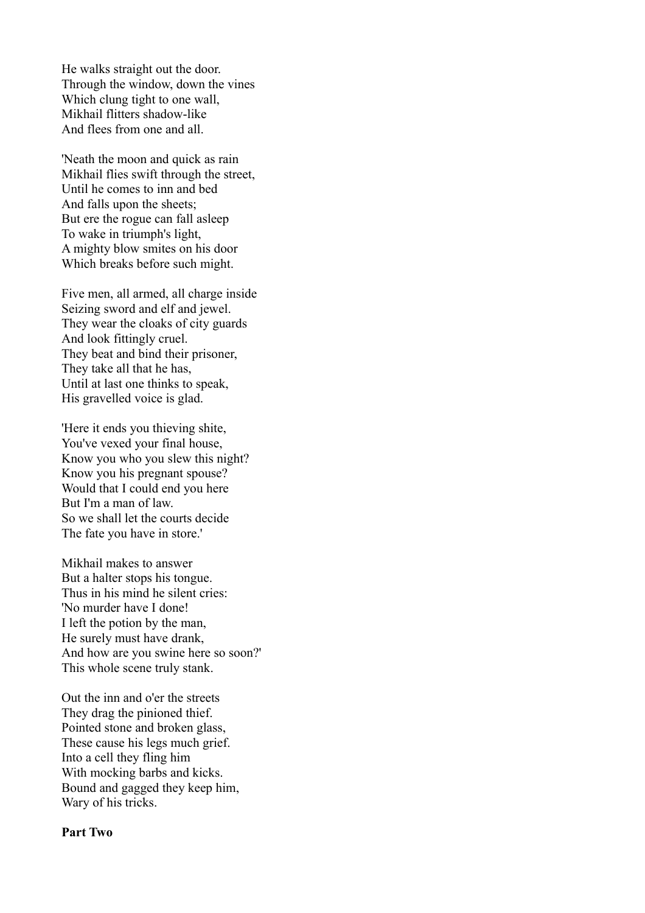He walks straight out the door.
Through the window, down the vines
Which clung tight to one wall,
Mikhail flitters shadow-like
And flees from one and all.

'Neath the moon and quick as rain
Mikhail flies swift through the street,
Until he comes to inn and bed
And falls upon the sheets;
But ere the rogue can fall asleep
To wake in triumph's light,
A mighty blow smites on his door
Which breaks before such might.

Five men, all armed, all charge inside
Seizing sword and elf and jewel.
They wear the cloaks of city guards
And look fittingly cruel.
They beat and bind their prisoner,
They take all that he has,
Until at last one thinks to speak,
His gravelled voice is glad.

'Here it ends you thieving shite,
You've vexed your final house,
Know you who you slew this night?
Know you his pregnant spouse?
Would that I could end you here
But I'm a man of law.
So we shall let the courts decide
The fate you have in store.'

Mikhail makes to answer
But a halter stops his tongue.
Thus in his mind he silent cries:
'No murder have I done!
I left the potion by the man,
He surely must have drank,
And how are you swine here so soon?'
This whole scene truly stank.

Out the inn and o'er the streets
They drag the pinioned thief.
Pointed stone and broken glass,
These cause his legs much grief.
Into a cell they fling him
With mocking barbs and kicks.
Bound and gagged they keep him,
Wary of his tricks.

**Part Two**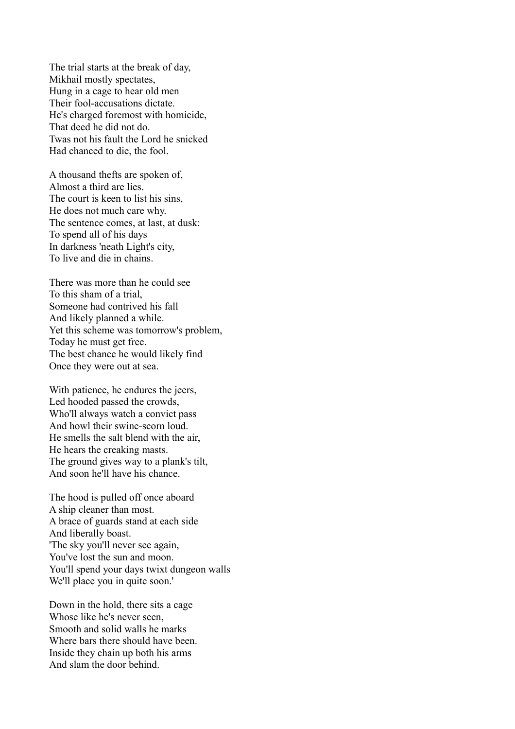The trial starts at the break of day,
Mikhail mostly spectates,
Hung in a cage to hear old men
Their fool-accusations dictate.
He's charged foremost with homicide,
That deed he did not do.
Twas not his fault the Lord he snicked
Had chanced to die, the fool.

A thousand thefts are spoken of,
Almost a third are lies.
The court is keen to list his sins,
He does not much care why.
The sentence comes, at last, at dusk:
To spend all of his days
In darkness 'neath Light's city,
To live and die in chains.

There was more than he could see
To this sham of a trial,
Someone had contrived his fall
And likely planned a while.
Yet this scheme was tomorrow's problem,
Today he must get free.
The best chance he would likely find
Once they were out at sea.

With patience, he endures the jeers,
Led hooded passed the crowds,
Who'll always watch a convict pass
And howl their swine-scorn loud.
He smells the salt blend with the air,
He hears the creaking masts.
The ground gives way to a plank's tilt,
And soon he'll have his chance.

The hood is pulled off once aboard
A ship cleaner than most.
A brace of guards stand at each side
And liberally boast.
'The sky you'll never see again,
You've lost the sun and moon.
You'll spend your days twixt dungeon walls
We'll place you in quite soon.'

Down in the hold, there sits a cage
Whose like he's never seen,
Smooth and solid walls he marks
Where bars there should have been.
Inside they chain up both his arms
And slam the door behind.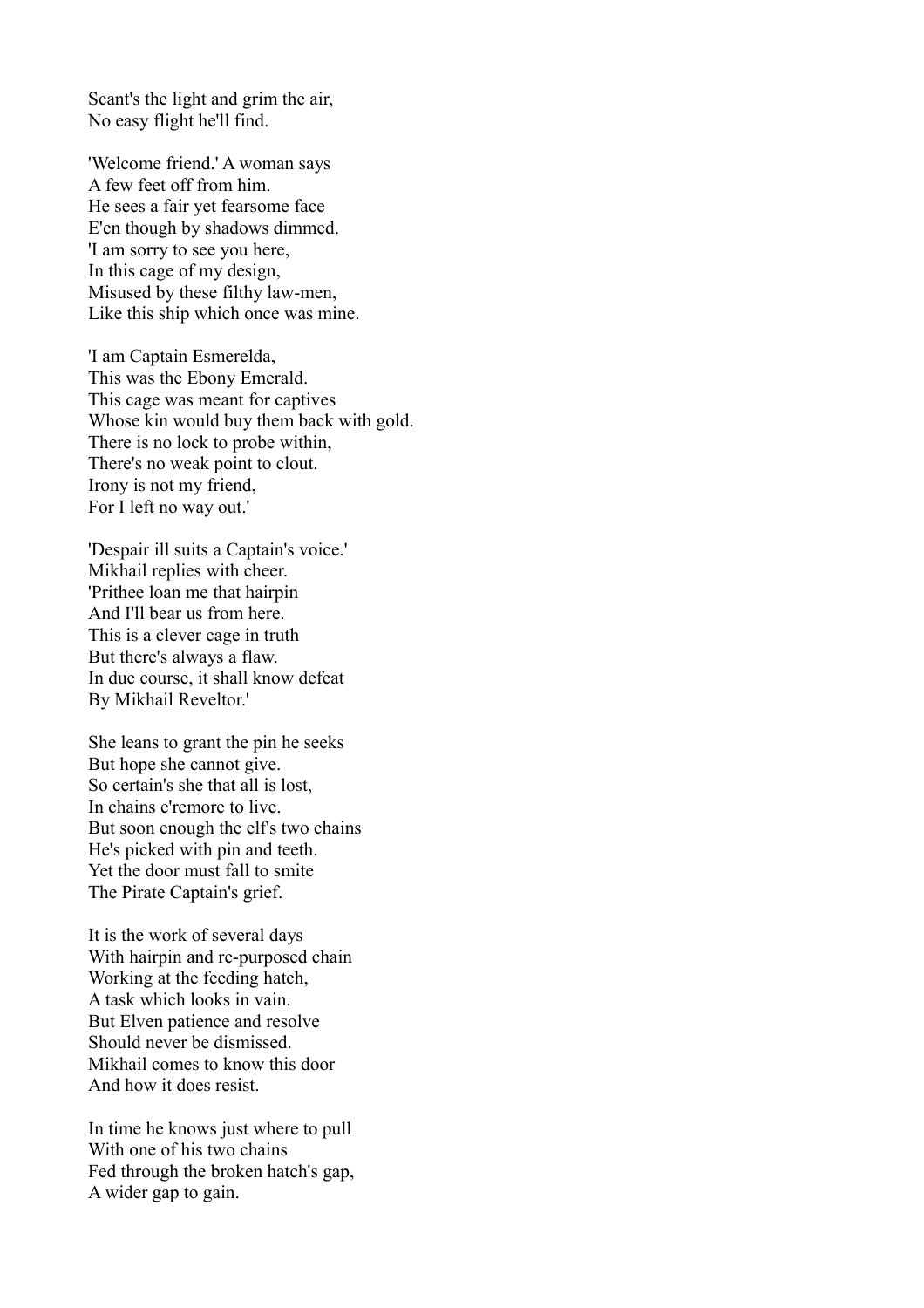Scant's the light and grim the air,
No easy flight he'll find.

'Welcome friend.' A woman says
A few feet off from him.
He sees a fair yet fearsome face
E'en though by shadows dimmed.
'I am sorry to see you here,
In this cage of my design,
Misused by these filthy law-men,
Like this ship which once was mine.

'I am Captain Esmerelda,
This was the Ebony Emerald.
This cage was meant for captives
Whose kin would buy them back with gold.
There is no lock to probe within,
There's no weak point to clout.
Irony is not my friend,
For I left no way out.'

'Despair ill suits a Captain's voice.'
Mikhail replies with cheer.
'Prithee loan me that hairpin
And I'll bear us from here.
This is a clever cage in truth
But there's always a flaw.
In due course, it shall know defeat
By Mikhail Reveltor.'

She leans to grant the pin he seeks
But hope she cannot give.
So certain's she that all is lost,
In chains e'remore to live.
But soon enough the elf's two chains
He's picked with pin and teeth.
Yet the door must fall to smite
The Pirate Captain's grief.

It is the work of several days
With hairpin and re-purposed chain
Working at the feeding hatch,
A task which looks in vain.
But Elven patience and resolve
Should never be dismissed.
Mikhail comes to know this door
And how it does resist.

In time he knows just where to pull
With one of his two chains
Fed through the broken hatch's gap,
A wider gap to gain.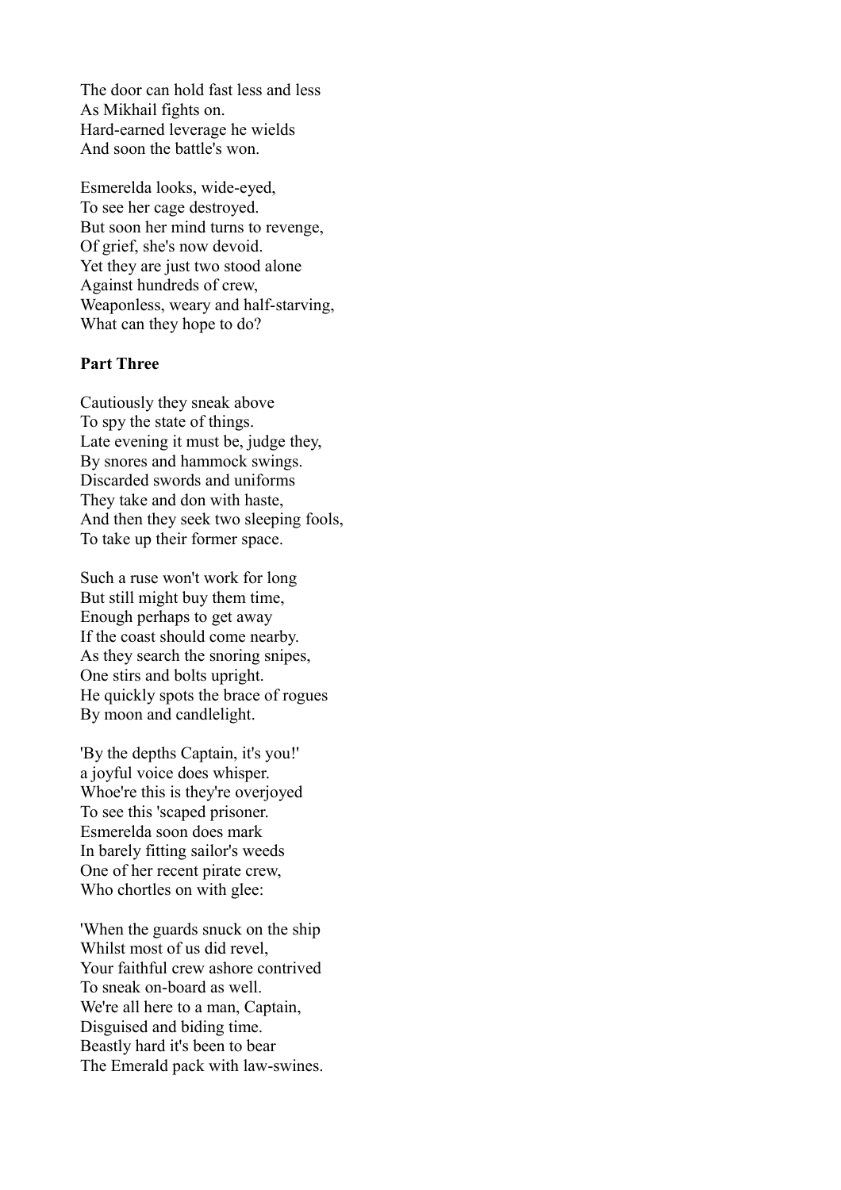The door can hold fast less and less
As Mikhail fights on.
Hard-earned leverage he wields
And soon the battle's won.

Esmerelda looks, wide-eyed,
To see her cage destroyed.
But soon her mind turns to revenge,
Of grief, she's now devoid.
Yet they are just two stood alone
Against hundreds of crew,
Weaponless, weary and half-starving,
What can they hope to do?

**Part Three**

Cautiously they sneak above
To spy the state of things.
Late evening it must be, judge they,
By snores and hammock swings.
Discarded swords and uniforms
They take and don with haste,
And then they seek two sleeping fools,
To take up their former space.

Such a ruse won't work for long
But still might buy them time,
Enough perhaps to get away
If the coast should come nearby.
As they search the snoring snipes,
One stirs and bolts upright.
He quickly spots the brace of rogues
By moon and candlelight.

'By the depths Captain, it's you!'
a joyful voice does whisper.
Whoe're this is they're overjoyed
To see this 'scaped prisoner.
Esmerelda soon does mark
In barely fitting sailor's weeds
One of her recent pirate crew,
Who chortles on with glee:

'When the guards snuck on the ship
Whilst most of us did revel,
Your faithful crew ashore contrived
To sneak on-board as well.
We're all here to a man, Captain,
Disguised and biding time.
Beastly hard it's been to bear
The Emerald pack with law-swines.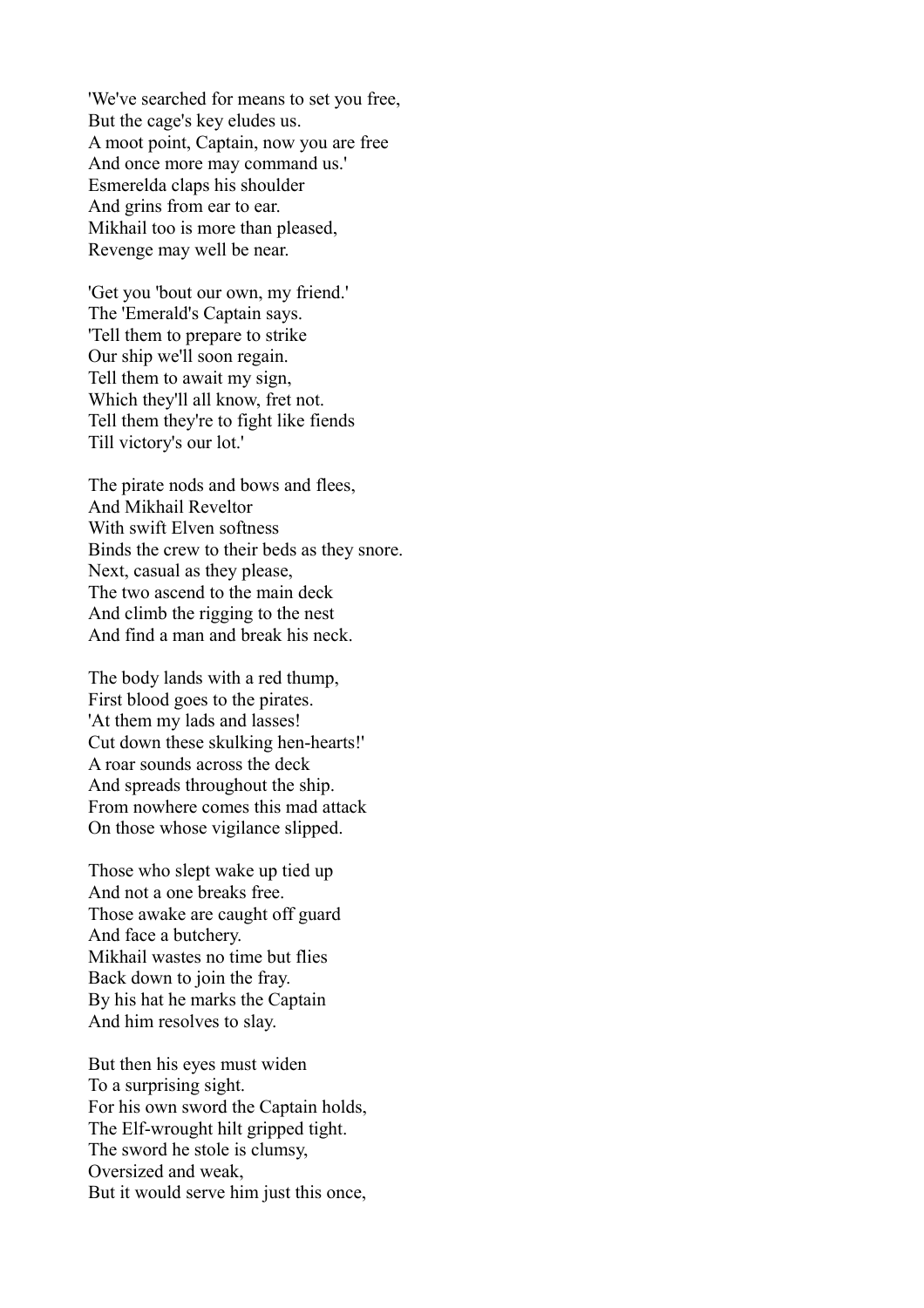'We've searched for means to set you free,
But the cage's key eludes us.
A moot point, Captain, now you are free
And once more may command us.'
Esmerelda claps his shoulder
And grins from ear to ear.
Mikhail too is more than pleased,
Revenge may well be near.

'Get you 'bout our own, my friend.'
The 'Emerald's Captain says.
'Tell them to prepare to strike
Our ship we'll soon regain.
Tell them to await my sign,
Which they'll all know, fret not.
Tell them they're to fight like fiends
Till victory's our lot.'

The pirate nods and bows and flees,
And Mikhail Reveltor
With swift Elven softness
Binds the crew to their beds as they snore.
Next, casual as they please,
The two ascend to the main deck
And climb the rigging to the nest
And find a man and break his neck.

The body lands with a red thump,
First blood goes to the pirates.
'At them my lads and lasses!
Cut down these skulking hen-hearts!'
A roar sounds across the deck
And spreads throughout the ship.
From nowhere comes this mad attack
On those whose vigilance slipped.

Those who slept wake up tied up
And not a one breaks free.
Those awake are caught off guard
And face a butchery.
Mikhail wastes no time but flies
Back down to join the fray.
By his hat he marks the Captain
And him resolves to slay.

But then his eyes must widen
To a surprising sight.
For his own sword the Captain holds,
The Elf-wrought hilt gripped tight.
The sword he stole is clumsy,
Oversized and weak,
But it would serve him just this once,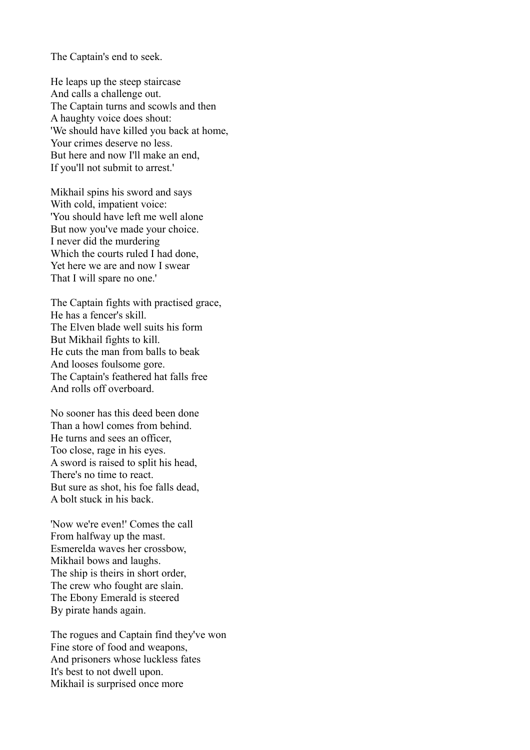The Captain's end to seek.

He leaps up the steep staircase
And calls a challenge out.
The Captain turns and scowls and then
A haughty voice does shout:
'We should have killed you back at home,
Your crimes deserve no less.
But here and now I'll make an end,
If you'll not submit to arrest.'

Mikhail spins his sword and says
With cold, impatient voice:
'You should have left me well alone
But now you've made your choice.
I never did the murdering
Which the courts ruled I had done,
Yet here we are and now I swear
That I will spare no one.'

The Captain fights with practised grace,
He has a fencer's skill.
The Elven blade well suits his form
But Mikhail fights to kill.
He cuts the man from balls to beak
And looses foulsome gore.
The Captain's feathered hat falls free
And rolls off overboard.

No sooner has this deed been done
Than a howl comes from behind.
He turns and sees an officer,
Too close, rage in his eyes.
A sword is raised to split his head,
There's no time to react.
But sure as shot, his foe falls dead,
A bolt stuck in his back.

'Now we're even!' Comes the call
From halfway up the mast.
Esmerelda waves her crossbow,
Mikhail bows and laughs.
The ship is theirs in short order,
The crew who fought are slain.
The Ebony Emerald is steered
By pirate hands again.

The rogues and Captain find they've won
Fine store of food and weapons,
And prisoners whose luckless fates
It's best to not dwell upon.
Mikhail is surprised once more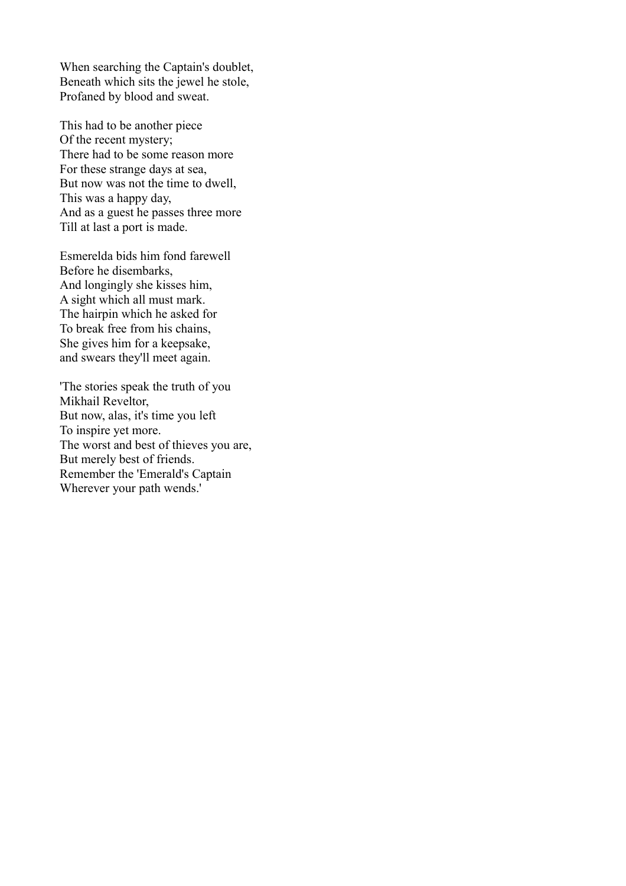When searching the Captain's doublet,  
Beneath which sits the jewel he stole,  
Profaned by blood and sweat.

This had to be another piece  
Of the recent mystery;  
There had to be some reason more  
For these strange days at sea,  
But now was not the time to dwell,  
This was a happy day,  
And as a guest he passes three more  
Till at last a port is made.

Esmerelda bids him fond farewell  
Before he disembarks,  
And longingly she kisses him,  
A sight which all must mark.  
The hairpin which he asked for  
To break free from his chains,  
She gives him for a keepsake,  
and swears they'll meet again.

'The stories speak the truth of you  
Mikhail Reveltor,  
But now, alas, it's time you left  
To inspire yet more.  
The worst and best of thieves you are,  
But merely best of friends.  
Remember the 'Emerald's Captain  
Wherever your path wends.'